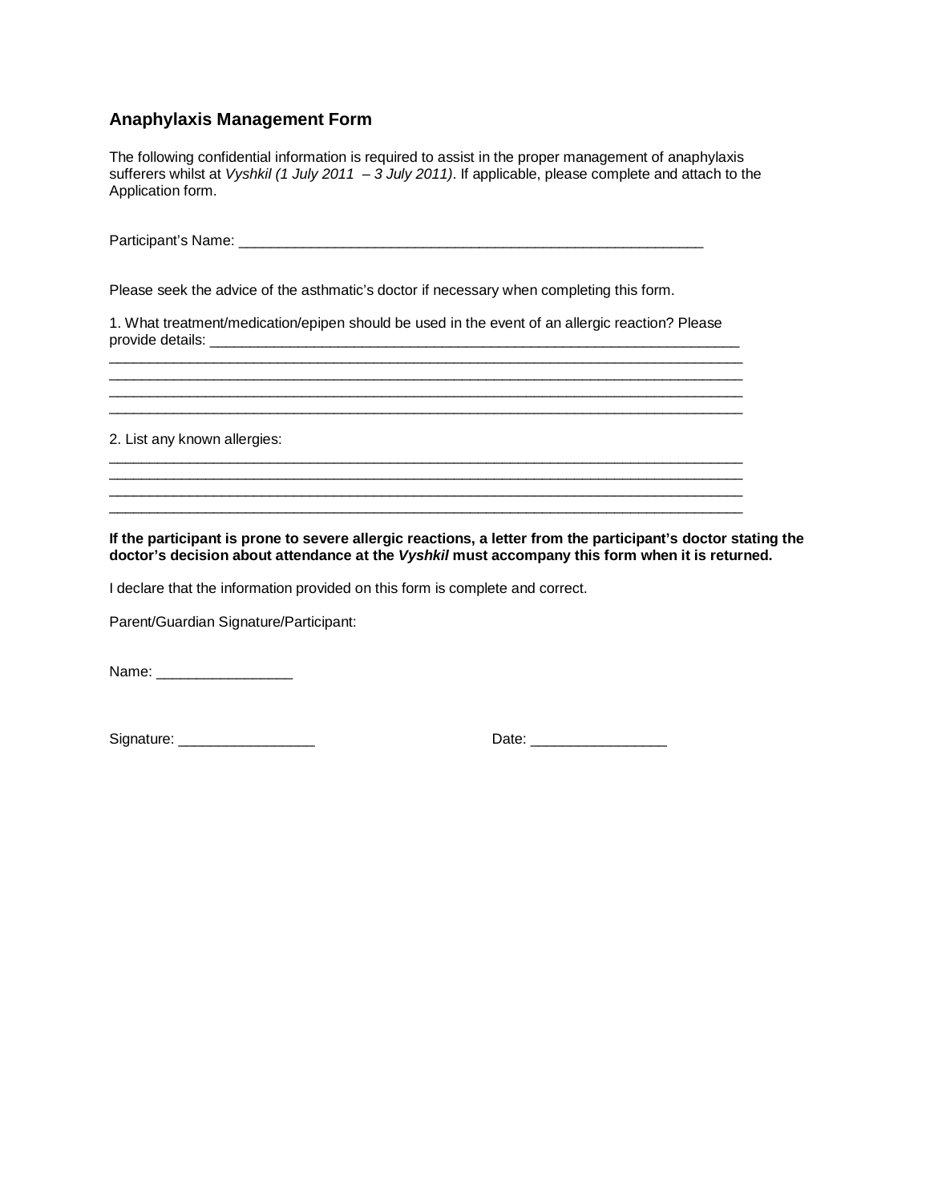## Anaphylaxis Management Form

The following confidential information is required to assist in the proper management of anaphylaxis sufferers whilst at *Vyshkil (1 July 2011 – 3 July 2011)*. If applicable, please complete and attach to the Application form.

Participant's Name: ____________________________________________________________

Please seek the advice of the asthmatic's doctor if necessary when completing this form.

1. What treatment/medication/epipen should be used in the event of an allergic reaction? Please provide details: ______________________________________________________________________
_________________________________________________________________________________
_________________________________________________________________________________
_________________________________________________________________________________
_________________________________________________________________________________

2. List any known allergies:
_________________________________________________________________________________
_________________________________________________________________________________
_________________________________________________________________________________
_________________________________________________________________________________

**If the participant is prone to severe allergic reactions, a letter from the participant's doctor stating the doctor's decision about attendance at the *Vyshkil* must accompany this form when it is returned.**

I declare that the information provided on this form is complete and correct.

Parent/Guardian Signature/Participant:

Name: _________________

Signature: _________________ Date: _________________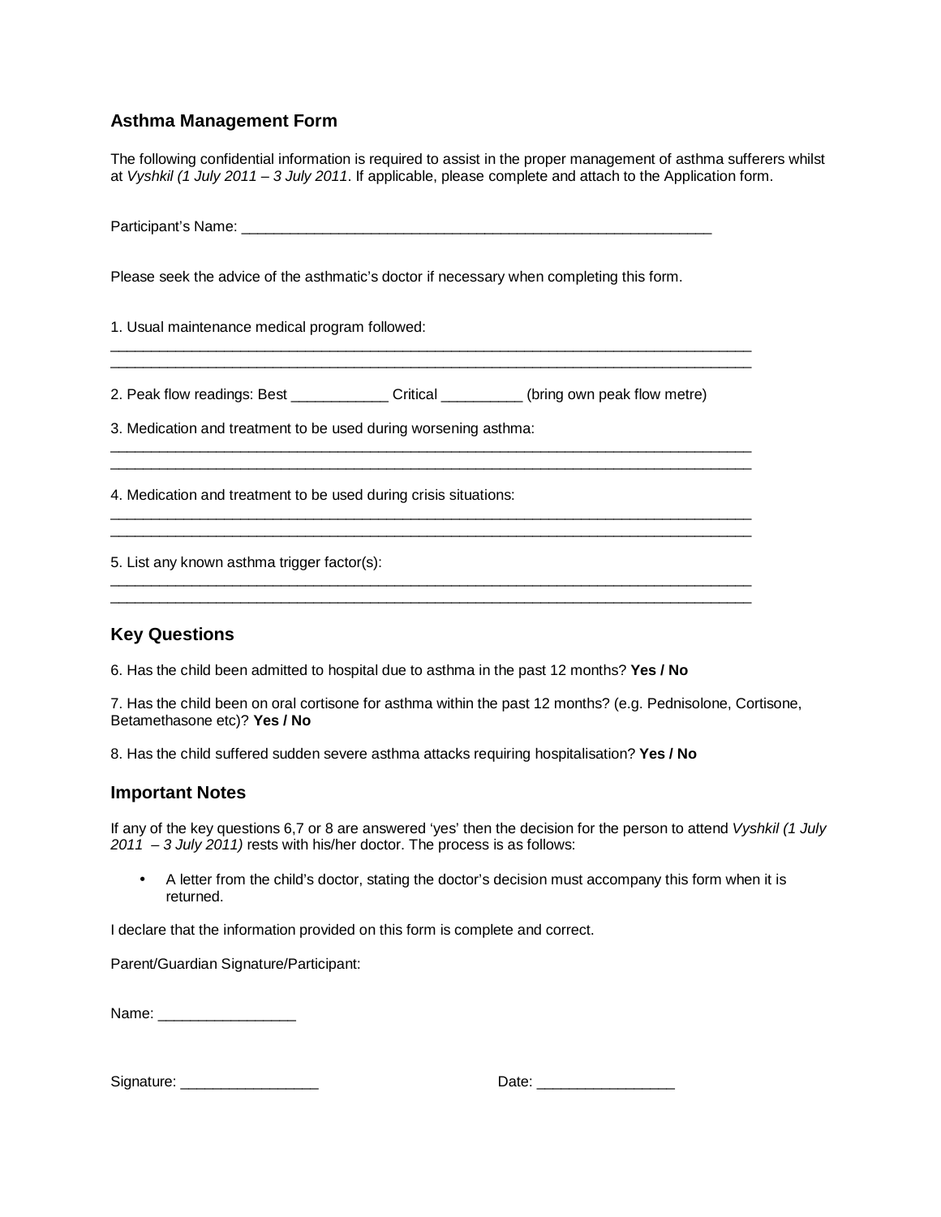## Asthma Management Form

The following confidential information is required to assist in the proper management of asthma sufferers whilst at *Vyshkil (1 July 2011 – 3 July 2011*. If applicable, please complete and attach to the Application form.

Participant's Name: ___________________________________________________________

Please seek the advice of the asthmatic's doctor if necessary when completing this form.

1. Usual maintenance medical program followed:
_____________________________________________________________________________________
_____________________________________________________________________________________

2. Peak flow readings: Best ____________ Critical __________ (bring own peak flow metre)

3. Medication and treatment to be used during worsening asthma:
_____________________________________________________________________________________
_____________________________________________________________________________________

4. Medication and treatment to be used during crisis situations:
_____________________________________________________________________________________
_____________________________________________________________________________________

5. List any known asthma trigger factor(s):
_____________________________________________________________________________________
_____________________________________________________________________________________

## Key Questions

6. Has the child been admitted to hospital due to asthma in the past 12 months? **Yes / No**

7. Has the child been on oral cortisone for asthma within the past 12 months? (e.g. Pednisolone, Cortisone, Betamethasone etc)? **Yes / No**

8. Has the child suffered sudden severe asthma attacks requiring hospitalisation? **Yes / No**

## Important Notes

If any of the key questions 6,7 or 8 are answered 'yes' then the decision for the person to attend *Vyshkil (1 July 2011 – 3 July 2011)* rests with his/her doctor. The process is as follows:

- A letter from the child's doctor, stating the doctor's decision must accompany this form when it is returned.

I declare that the information provided on this form is complete and correct.

Parent/Guardian Signature/Participant:

Name: _________________

Signature: _________________ Date: _________________